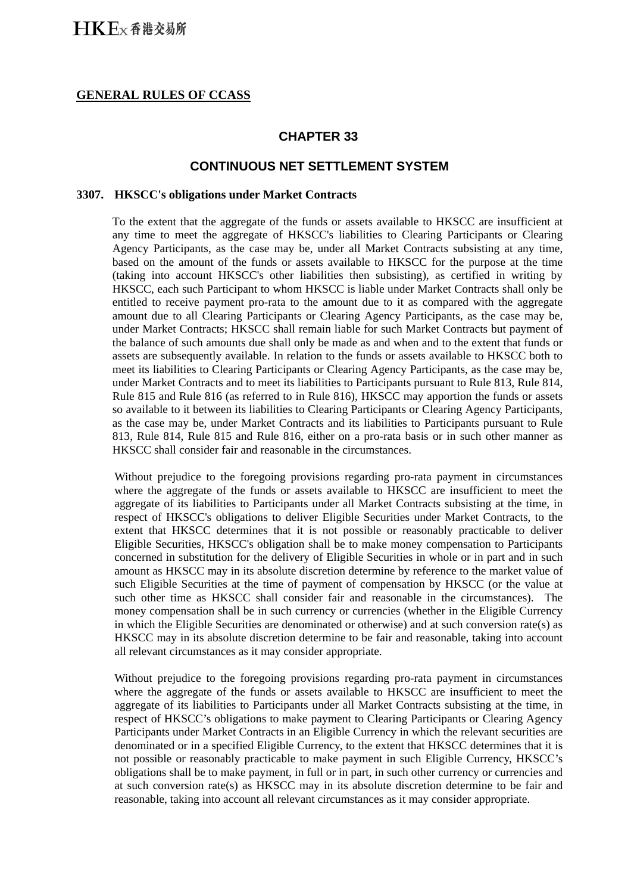**GENERAL RULES OF CCASS**

## CHAPTER 33

## CONTINUOUS NET SETTLEMENT SYSTEM

### 3307. HKSCC's obligations under Market Contracts

To the extent that the aggregate of the funds or assets available to HKSCC are insufficient at any time to meet the aggregate of HKSCC's liabilities to Clearing Participants or Clearing Agency Participants, as the case may be, under all Market Contracts subsisting at any time, based on the amount of the funds or assets available to HKSCC for the purpose at the time (taking into account HKSCC's other liabilities then subsisting), as certified in writing by HKSCC, each such Participant to whom HKSCC is liable under Market Contracts shall only be entitled to receive payment pro-rata to the amount due to it as compared with the aggregate amount due to all Clearing Participants or Clearing Agency Participants, as the case may be, under Market Contracts; HKSCC shall remain liable for such Market Contracts but payment of the balance of such amounts due shall only be made as and when and to the extent that funds or assets are subsequently available. In relation to the funds or assets available to HKSCC both to meet its liabilities to Clearing Participants or Clearing Agency Participants, as the case may be, under Market Contracts and to meet its liabilities to Participants pursuant to Rule 813, Rule 814, Rule 815 and Rule 816 (as referred to in Rule 816), HKSCC may apportion the funds or assets so available to it between its liabilities to Clearing Participants or Clearing Agency Participants, as the case may be, under Market Contracts and its liabilities to Participants pursuant to Rule 813, Rule 814, Rule 815 and Rule 816, either on a pro-rata basis or in such other manner as HKSCC shall consider fair and reasonable in the circumstances.

Without prejudice to the foregoing provisions regarding pro-rata payment in circumstances where the aggregate of the funds or assets available to HKSCC are insufficient to meet the aggregate of its liabilities to Participants under all Market Contracts subsisting at the time, in respect of HKSCC's obligations to deliver Eligible Securities under Market Contracts, to the extent that HKSCC determines that it is not possible or reasonably practicable to deliver Eligible Securities, HKSCC's obligation shall be to make money compensation to Participants concerned in substitution for the delivery of Eligible Securities in whole or in part and in such amount as HKSCC may in its absolute discretion determine by reference to the market value of such Eligible Securities at the time of payment of compensation by HKSCC (or the value at such other time as HKSCC shall consider fair and reasonable in the circumstances). The money compensation shall be in such currency or currencies (whether in the Eligible Currency in which the Eligible Securities are denominated or otherwise) and at such conversion rate(s) as HKSCC may in its absolute discretion determine to be fair and reasonable, taking into account all relevant circumstances as it may consider appropriate.

Without prejudice to the foregoing provisions regarding pro-rata payment in circumstances where the aggregate of the funds or assets available to HKSCC are insufficient to meet the aggregate of its liabilities to Participants under all Market Contracts subsisting at the time, in respect of HKSCC's obligations to make payment to Clearing Participants or Clearing Agency Participants under Market Contracts in an Eligible Currency in which the relevant securities are denominated or in a specified Eligible Currency, to the extent that HKSCC determines that it is not possible or reasonably practicable to make payment in such Eligible Currency, HKSCC's obligations shall be to make payment, in full or in part, in such other currency or currencies and at such conversion rate(s) as HKSCC may in its absolute discretion determine to be fair and reasonable, taking into account all relevant circumstances as it may consider appropriate.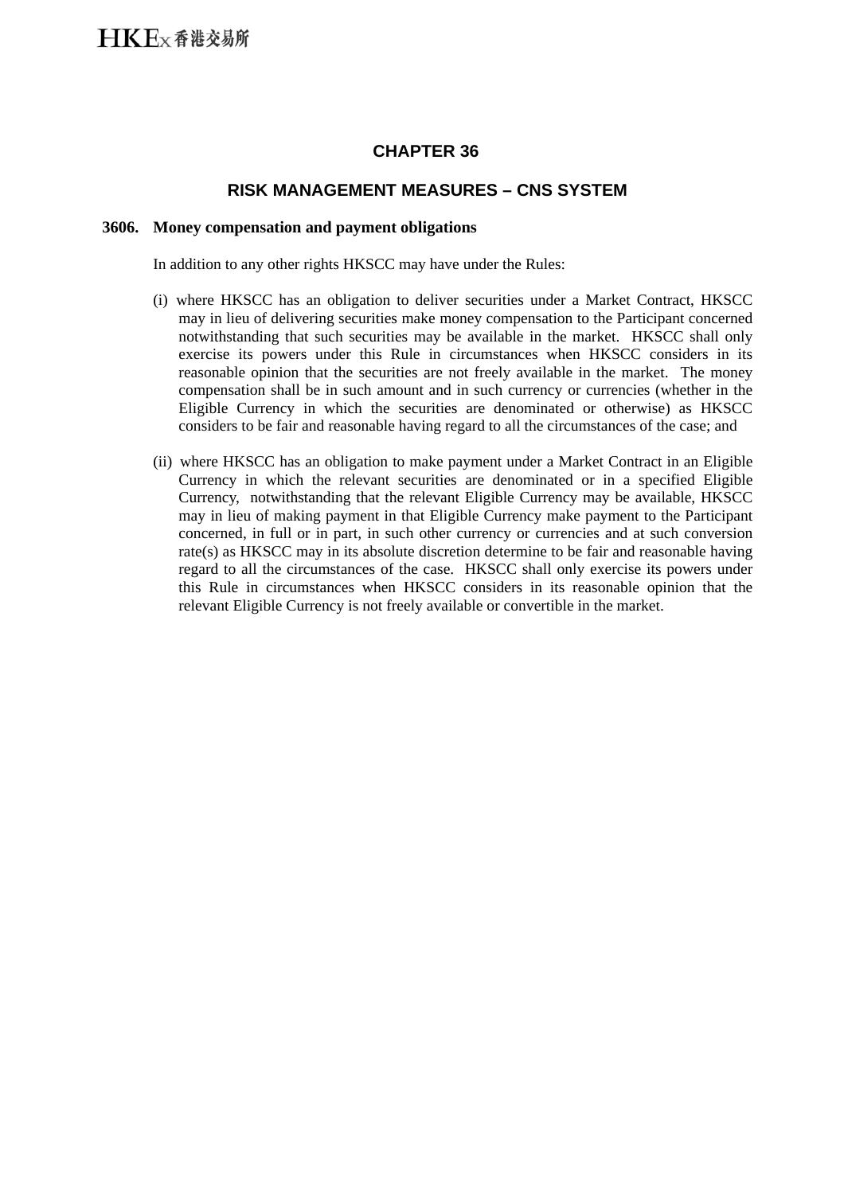# CHAPTER 36

## RISK MANAGEMENT MEASURES – CNS SYSTEM

**3606. Money compensation and payment obligations**

In addition to any other rights HKSCC may have under the Rules:

(i) where HKSCC has an obligation to deliver securities under a Market Contract, HKSCC may in lieu of delivering securities make money compensation to the Participant concerned notwithstanding that such securities may be available in the market. HKSCC shall only exercise its powers under this Rule in circumstances when HKSCC considers in its reasonable opinion that the securities are not freely available in the market. The money compensation shall be in such amount and in such currency or currencies (whether in the Eligible Currency in which the securities are denominated or otherwise) as HKSCC considers to be fair and reasonable having regard to all the circumstances of the case; and

(ii) where HKSCC has an obligation to make payment under a Market Contract in an Eligible Currency in which the relevant securities are denominated or in a specified Eligible Currency, notwithstanding that the relevant Eligible Currency may be available, HKSCC may in lieu of making payment in that Eligible Currency make payment to the Participant concerned, in full or in part, in such other currency or currencies and at such conversion rate(s) as HKSCC may in its absolute discretion determine to be fair and reasonable having regard to all the circumstances of the case. HKSCC shall only exercise its powers under this Rule in circumstances when HKSCC considers in its reasonable opinion that the relevant Eligible Currency is not freely available or convertible in the market.